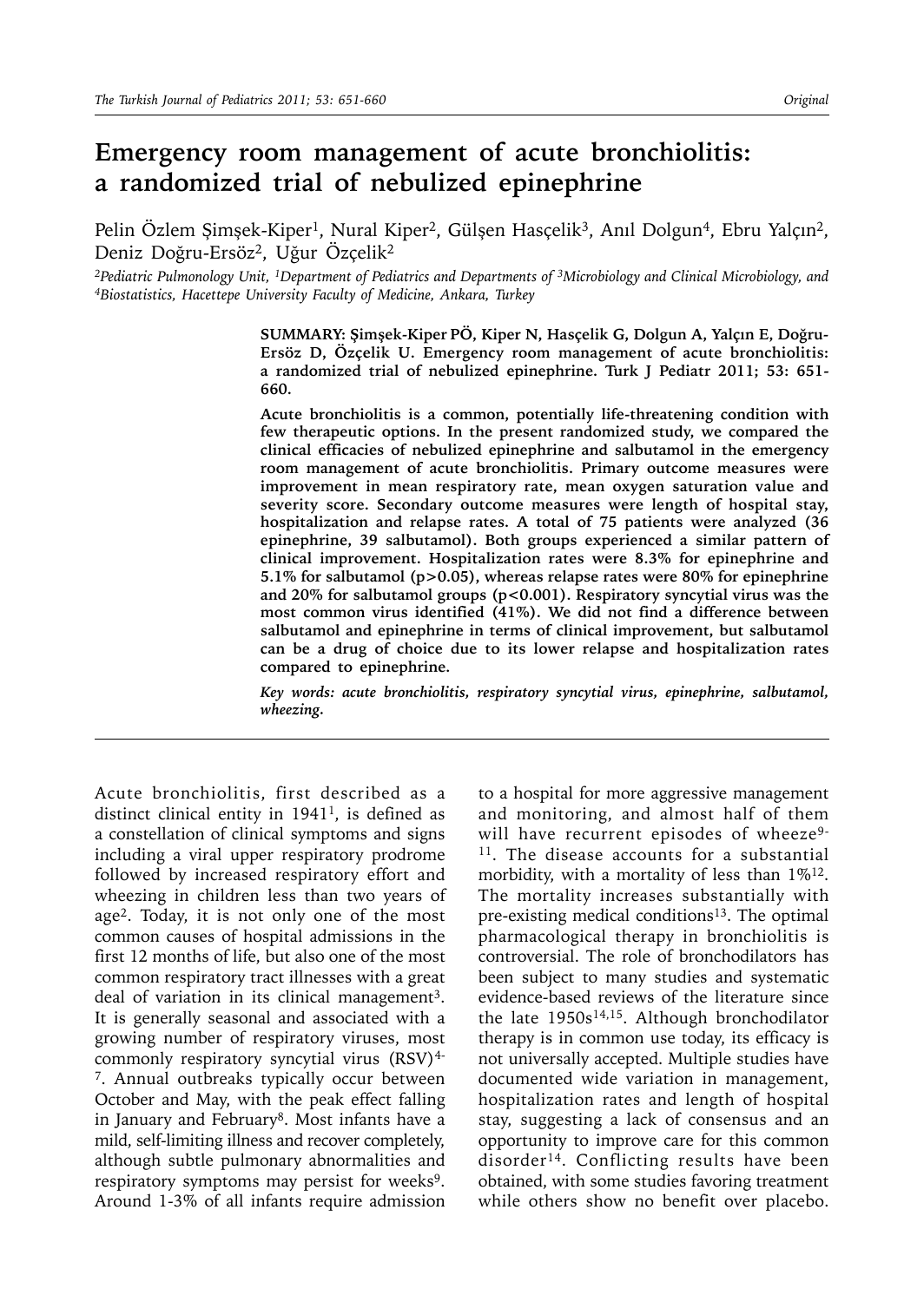# Emergency room management of acute bronchiolitis: a randomized trial of nebulized epinephrine

Pelin Özlem Şimşek-Kiper[1], Nural Kiper[2], Gülşen Hasçelik[3], Anıl Dolgun[4], Ebru Yalçın[2], Deniz Doğru-Ersöz[2], Uğur Özçelik[2]

*[2]Pediatric Pulmonology Unit, [1]Department of Pediatrics and Departments of [3]Microbiology and Clinical Microbiology, and [4]Biostatistics, Hacettepe University Faculty of Medicine, Ankara, Turkey*

**SUMMARY: Şimşek-Kiper PÖ, Kiper N, Hasçelik G, Dolgun A, Yalçın E, Doğru-Ersöz D, Özçelik U. Emergency room management of acute bronchiolitis: a randomized trial of nebulized epinephrine. Turk J Pediatr 2011; 53: 651-660.**

**Acute bronchiolitis is a common, potentially life-threatening condition with few therapeutic options. In the present randomized study, we compared the clinical efficacies of nebulized epinephrine and salbutamol in the emergency room management of acute bronchiolitis. Primary outcome measures were improvement in mean respiratory rate, mean oxygen saturation value and severity score. Secondary outcome measures were length of hospital stay, hospitalization and relapse rates. A total of 75 patients were analyzed (36 epinephrine, 39 salbutamol). Both groups experienced a similar pattern of clinical improvement. Hospitalization rates were 8.3% for epinephrine and 5.1% for salbutamol (p>0.05), whereas relapse rates were 80% for epinephrine and 20% for salbutamol groups (p<0.001). Respiratory syncytial virus was the most common virus identified (41%). We did not find a difference between salbutamol and epinephrine in terms of clinical improvement, but salbutamol can be a drug of choice due to its lower relapse and hospitalization rates compared to epinephrine.**

***Key words:*** *acute bronchiolitis, respiratory syncytial virus, epinephrine, salbutamol, wheezing.*

Acute bronchiolitis, first described as a distinct clinical entity in 1941[1], is defined as a constellation of clinical symptoms and signs including a viral upper respiratory prodrome followed by increased respiratory effort and wheezing in children less than two years of age[2]. Today, it is not only one of the most common causes of hospital admissions in the first 12 months of life, but also one of the most common respiratory tract illnesses with a great deal of variation in its clinical management[3]. It is generally seasonal and associated with a growing number of respiratory viruses, most commonly respiratory syncytial virus (RSV)[4-7]. Annual outbreaks typically occur between October and May, with the peak effect falling in January and February[8]. Most infants have a mild, self-limiting illness and recover completely, although subtle pulmonary abnormalities and respiratory symptoms may persist for weeks[9]. Around 1-3% of all infants require admission to a hospital for more aggressive management and monitoring, and almost half of them will have recurrent episodes of wheeze[9-11]. The disease accounts for a substantial morbidity, with a mortality of less than 1%[12]. The mortality increases substantially with pre-existing medical conditions[13]. The optimal pharmacological therapy in bronchiolitis is controversial. The role of bronchodilators has been subject to many studies and systematic evidence-based reviews of the literature since the late 1950s[14,15]. Although bronchodilator therapy is in common use today, its efficacy is not universally accepted. Multiple studies have documented wide variation in management, hospitalization rates and length of hospital stay, suggesting a lack of consensus and an opportunity to improve care for this common disorder[14]. Conflicting results have been obtained, with some studies favoring treatment while others show no benefit over placebo.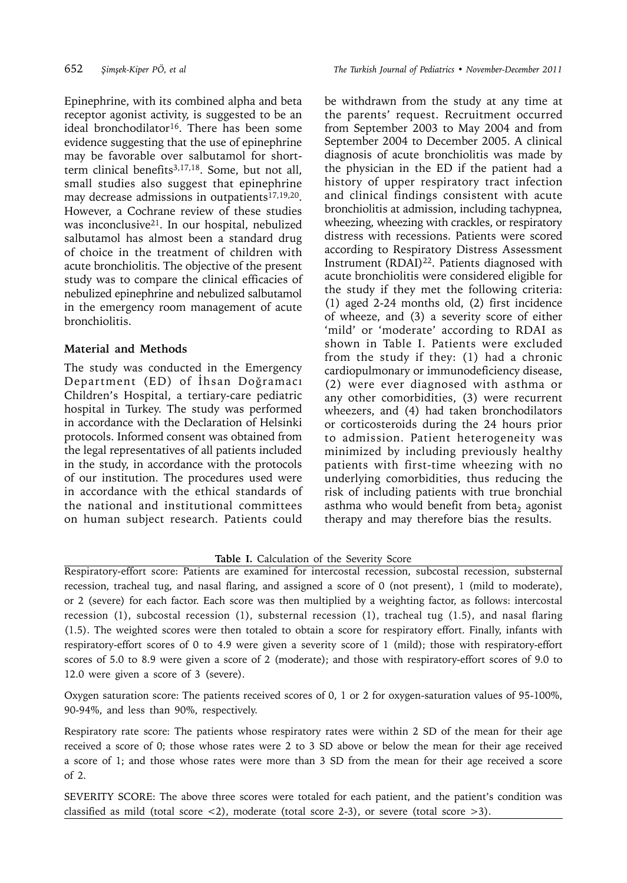Epinephrine, with its combined alpha and beta receptor agonist activity, is suggested to be an ideal bronchodilator[16]. There has been some evidence suggesting that the use of epinephrine may be favorable over salbutamol for short-term clinical benefits[3,17,18]. Some, but not all, small studies also suggest that epinephrine may decrease admissions in outpatients[17,19,20]. However, a Cochrane review of these studies was inconclusive[21]. In our hospital, nebulized salbutamol has almost been a standard drug of choice in the treatment of children with acute bronchiolitis. The objective of the present study was to compare the clinical efficacies of nebulized epinephrine and nebulized salbutamol in the emergency room management of acute bronchiolitis.

## Material and Methods

The study was conducted in the Emergency Department (ED) of İhsan Doğramacı Children's Hospital, a tertiary-care pediatric hospital in Turkey. The study was performed in accordance with the Declaration of Helsinki protocols. Informed consent was obtained from the legal representatives of all patients included in the study, in accordance with the protocols of our institution. The procedures used were in accordance with the ethical standards of the national and institutional committees on human subject research. Patients could be withdrawn from the study at any time at the parents' request. Recruitment occurred from September 2003 to May 2004 and from September 2004 to December 2005. A clinical diagnosis of acute bronchiolitis was made by the physician in the ED if the patient had a history of upper respiratory tract infection and clinical findings consistent with acute bronchiolitis at admission, including tachypnea, wheezing, wheezing with crackles, or respiratory distress with recessions. Patients were scored according to Respiratory Distress Assessment Instrument (RDAI)[22]. Patients diagnosed with acute bronchiolitis were considered eligible for the study if they met the following criteria: (1) aged 2-24 months old, (2) first incidence of wheeze, and (3) a severity score of either 'mild' or 'moderate' according to RDAI as shown in Table I. Patients were excluded from the study if they: (1) had a chronic cardiopulmonary or immunodeficiency disease, (2) were ever diagnosed with asthma or any other comorbidities, (3) were recurrent wheezers, and (4) had taken bronchodilators or corticosteroids during the 24 hours prior to admission. Patient heterogeneity was minimized by including previously healthy patients with first-time wheezing with no underlying comorbidities, thus reducing the risk of including patients with true bronchial asthma who would benefit from beta$_2$ agonist therapy and may therefore bias the results.

**Table I.** Calculation of the Severity Score

Respiratory-effort score: Patients are examined for intercostal recession, subcostal recession, substernal recession, tracheal tug, and nasal flaring, and assigned a score of 0 (not present), 1 (mild to moderate), or 2 (severe) for each factor. Each score was then multiplied by a weighting factor, as follows: intercostal recession (1), subcostal recession (1), substernal recession (1), tracheal tug (1.5), and nasal flaring (1.5). The weighted scores were then totaled to obtain a score for respiratory effort. Finally, infants with respiratory-effort scores of 0 to 4.9 were given a severity score of 1 (mild); those with respiratory-effort scores of 5.0 to 8.9 were given a score of 2 (moderate); and those with respiratory-effort scores of 9.0 to 12.0 were given a score of 3 (severe).

Oxygen saturation score: The patients received scores of 0, 1 or 2 for oxygen-saturation values of 95-100%, 90-94%, and less than 90%, respectively.

Respiratory rate score: The patients whose respiratory rates were within 2 SD of the mean for their age received a score of 0; those whose rates were 2 to 3 SD above or below the mean for their age received a score of 1; and those whose rates were more than 3 SD from the mean for their age received a score of 2.

SEVERITY SCORE: The above three scores were totaled for each patient, and the patient's condition was classified as mild (total score <2), moderate (total score 2-3), or severe (total score >3).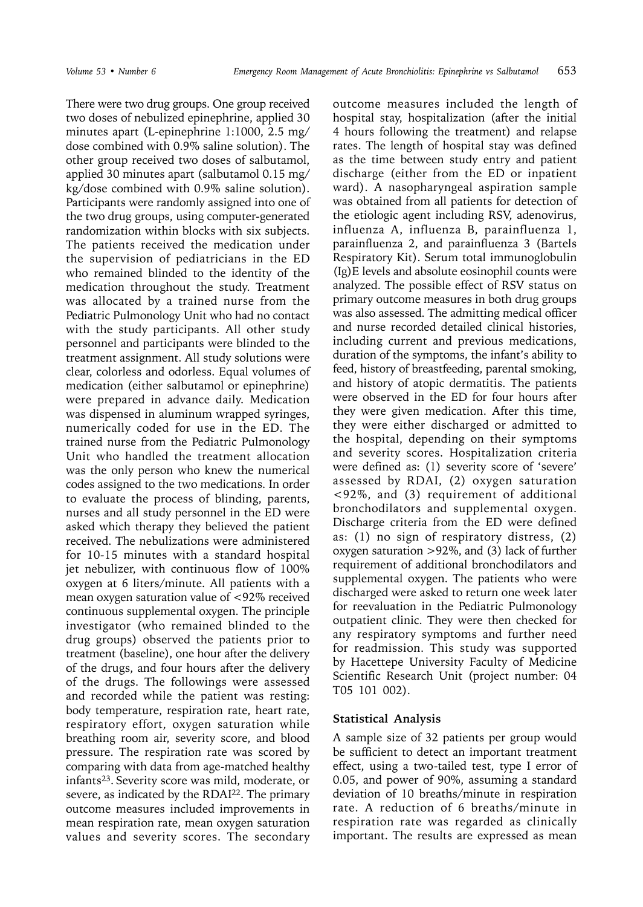There were two drug groups. One group received two doses of nebulized epinephrine, applied 30 minutes apart (L-epinephrine 1:1000, 2.5 mg/dose combined with 0.9% saline solution). The other group received two doses of salbutamol, applied 30 minutes apart (salbutamol 0.15 mg/kg/dose combined with 0.9% saline solution). Participants were randomly assigned into one of the two drug groups, using computer-generated randomization within blocks with six subjects. The patients received the medication under the supervision of pediatricians in the ED who remained blinded to the identity of the medication throughout the study. Treatment was allocated by a trained nurse from the Pediatric Pulmonology Unit who had no contact with the study participants. All other study personnel and participants were blinded to the treatment assignment. All study solutions were clear, colorless and odorless. Equal volumes of medication (either salbutamol or epinephrine) were prepared in advance daily. Medication was dispensed in aluminum wrapped syringes, numerically coded for use in the ED. The trained nurse from the Pediatric Pulmonology Unit who handled the treatment allocation was the only person who knew the numerical codes assigned to the two medications. In order to evaluate the process of blinding, parents, nurses and all study personnel in the ED were asked which therapy they believed the patient received. The nebulizations were administered for 10-15 minutes with a standard hospital jet nebulizer, with continuous flow of 100% oxygen at 6 liters/minute. All patients with a mean oxygen saturation value of <92% received continuous supplemental oxygen. The principle investigator (who remained blinded to the drug groups) observed the patients prior to treatment (baseline), one hour after the delivery of the drugs, and four hours after the delivery of the drugs. The followings were assessed and recorded while the patient was resting: body temperature, respiration rate, heart rate, respiratory effort, oxygen saturation while breathing room air, severity score, and blood pressure. The respiration rate was scored by comparing with data from age-matched healthy infants[23]. Severity score was mild, moderate, or severe, as indicated by the RDAI[22]. The primary outcome measures included improvements in mean respiration rate, mean oxygen saturation values and severity scores. The secondary outcome measures included the length of hospital stay, hospitalization (after the initial 4 hours following the treatment) and relapse rates. The length of hospital stay was defined as the time between study entry and patient discharge (either from the ED or inpatient ward). A nasopharyngeal aspiration sample was obtained from all patients for detection of the etiologic agent including RSV, adenovirus, influenza A, influenza B, parainfluenza 1, parainfluenza 2, and parainfluenza 3 (Bartels Respiratory Kit). Serum total immunoglobulin (Ig)E levels and absolute eosinophil counts were analyzed. The possible effect of RSV status on primary outcome measures in both drug groups was also assessed. The admitting medical officer and nurse recorded detailed clinical histories, including current and previous medications, duration of the symptoms, the infant's ability to feed, history of breastfeeding, parental smoking, and history of atopic dermatitis. The patients were observed in the ED for four hours after they were given medication. After this time, they were either discharged or admitted to the hospital, depending on their symptoms and severity scores. Hospitalization criteria were defined as: (1) severity score of 'severe' assessed by RDAI, (2) oxygen saturation <92%, and (3) requirement of additional bronchodilators and supplemental oxygen. Discharge criteria from the ED were defined as: (1) no sign of respiratory distress, (2) oxygen saturation >92%, and (3) lack of further requirement of additional bronchodilators and supplemental oxygen. The patients who were discharged were asked to return one week later for reevaluation in the Pediatric Pulmonology outpatient clinic. They were then checked for any respiratory symptoms and further need for readmission. This study was supported by Hacettepe University Faculty of Medicine Scientific Research Unit (project number: 04 T05 101 002).

## Statistical Analysis

A sample size of 32 patients per group would be sufficient to detect an important treatment effect, using a two-tailed test, type I error of 0.05, and power of 90%, assuming a standard deviation of 10 breaths/minute in respiration rate. A reduction of 6 breaths/minute in respiration rate was regarded as clinically important. The results are expressed as mean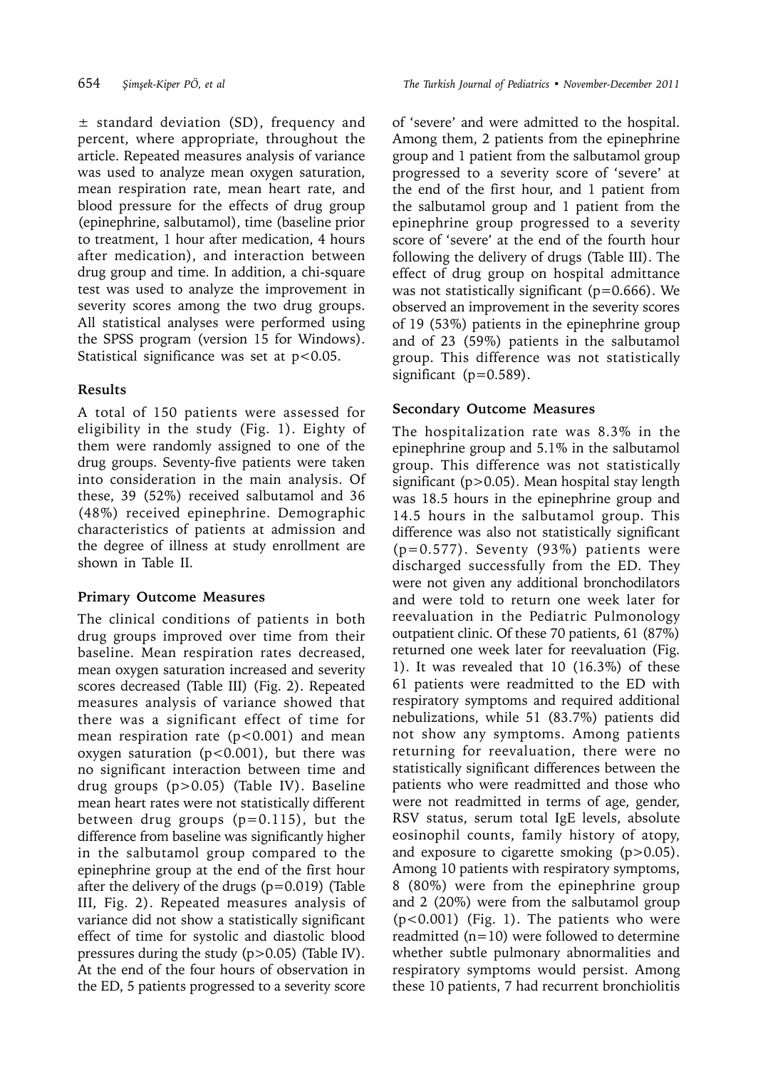± standard deviation (SD), frequency and percent, where appropriate, throughout the article. Repeated measures analysis of variance was used to analyze mean oxygen saturation, mean respiration rate, mean heart rate, and blood pressure for the effects of drug group (epinephrine, salbutamol), time (baseline prior to treatment, 1 hour after medication, 4 hours after medication), and interaction between drug group and time. In addition, a chi-square test was used to analyze the improvement in severity scores among the two drug groups. All statistical analyses were performed using the SPSS program (version 15 for Windows). Statistical significance was set at $p<0.05$.

## Results

A total of 150 patients were assessed for eligibility in the study (Fig. 1). Eighty of them were randomly assigned to one of the drug groups. Seventy-five patients were taken into consideration in the main analysis. Of these, 39 (52%) received salbutamol and 36 (48%) received epinephrine. Demographic characteristics of patients at admission and the degree of illness at study enrollment are shown in Table II.

### Primary Outcome Measures

The clinical conditions of patients in both drug groups improved over time from their baseline. Mean respiration rates decreased, mean oxygen saturation increased and severity scores decreased (Table III) (Fig. 2). Repeated measures analysis of variance showed that there was a significant effect of time for mean respiration rate ($p<0.001$) and mean oxygen saturation ($p<0.001$), but there was no significant interaction between time and drug groups ($p>0.05$) (Table IV). Baseline mean heart rates were not statistically different between drug groups ($p=0.115$), but the difference from baseline was significantly higher in the salbutamol group compared to the epinephrine group at the end of the first hour after the delivery of the drugs ($p=0.019$) (Table III, Fig. 2). Repeated measures analysis of variance did not show a statistically significant effect of time for systolic and diastolic blood pressures during the study ($p>0.05$) (Table IV). At the end of the four hours of observation in the ED, 5 patients progressed to a severity score of 'severe' and were admitted to the hospital. Among them, 2 patients from the epinephrine group and 1 patient from the salbutamol group progressed to a severity score of 'severe' at the end of the first hour, and 1 patient from the salbutamol group and 1 patient from the epinephrine group progressed to a severity score of 'severe' at the end of the fourth hour following the delivery of drugs (Table III). The effect of drug group on hospital admittance was not statistically significant ($p=0.666$). We observed an improvement in the severity scores of 19 (53%) patients in the epinephrine group and of 23 (59%) patients in the salbutamol group. This difference was not statistically significant ($p=0.589$).

### Secondary Outcome Measures

The hospitalization rate was 8.3% in the epinephrine group and 5.1% in the salbutamol group. This difference was not statistically significant ($p>0.05$). Mean hospital stay length was 18.5 hours in the epinephrine group and 14.5 hours in the salbutamol group. This difference was also not statistically significant ($p=0.577$). Seventy (93%) patients were discharged successfully from the ED. They were not given any additional bronchodilators and were told to return one week later for reevaluation in the Pediatric Pulmonology outpatient clinic. Of these 70 patients, 61 (87%) returned one week later for reevaluation (Fig. 1). It was revealed that 10 (16.3%) of these 61 patients were readmitted to the ED with respiratory symptoms and required additional nebulizations, while 51 (83.7%) patients did not show any symptoms. Among patients returning for reevaluation, there were no statistically significant differences between the patients who were readmitted and those who were not readmitted in terms of age, gender, RSV status, serum total IgE levels, absolute eosinophil counts, family history of atopy, and exposure to cigarette smoking ($p>0.05$). Among 10 patients with respiratory symptoms, 8 (80%) were from the epinephrine group and 2 (20%) were from the salbutamol group ($p<0.001$) (Fig. 1). The patients who were readmitted ($n=10$) were followed to determine whether subtle pulmonary abnormalities and respiratory symptoms would persist. Among these 10 patients, 7 had recurrent bronchiolitis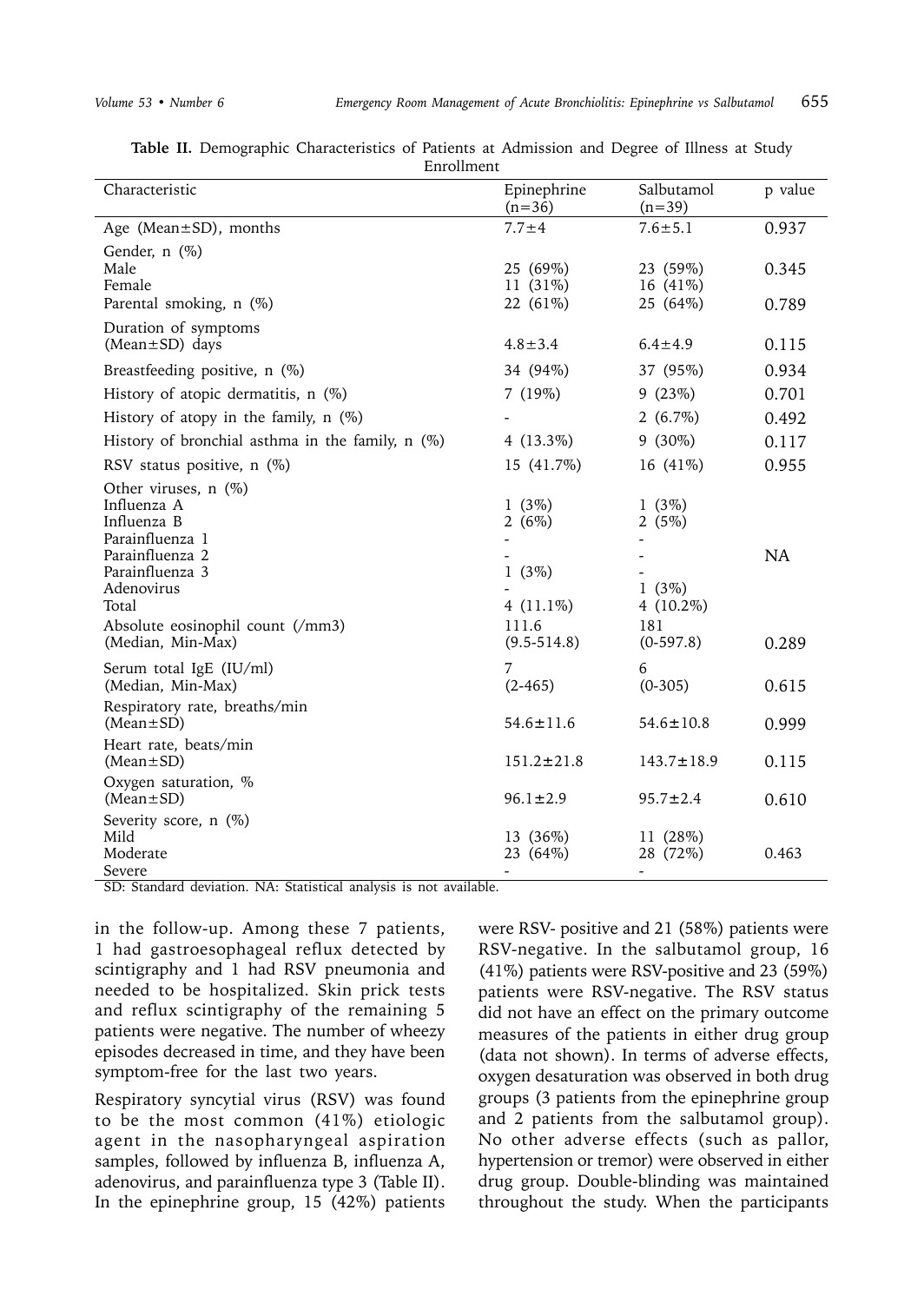**Table II.** Demographic Characteristics of Patients at Admission and Degree of Illness at Study Enrollment

| Characteristic | Epinephrine (n=36) | Salbutamol (n=39) | p value |
|---|---|---|---|
| Age (Mean±SD), months | 7.7±4 | 7.6±5.1 | 0.937 |
| Gender, n (%) | | | |
| Male | 25 (69%) | 23 (59%) | 0.345 |
| Female | 11 (31%) | 16 (41%) | |
| Parental smoking, n (%) | 22 (61%) | 25 (64%) | 0.789 |
| Duration of symptoms (Mean±SD) days | 4.8±3.4 | 6.4±4.9 | 0.115 |
| Breastfeeding positive, n (%) | 34 (94%) | 37 (95%) | 0.934 |
| History of atopic dermatitis, n (%) | 7 (19%) | 9 (23%) | 0.701 |
| History of atopy in the family, n (%) | - | 2 (6.7%) | 0.492 |
| History of bronchial asthma in the family, n (%) | 4 (13.3%) | 9 (30%) | 0.117 |
| RSV status positive, n (%) | 15 (41.7%) | 16 (41%) | 0.955 |
| Other viruses, n (%) | | | |
| Influenza A | 1 (3%) | 1 (3%) | |
| Influenza B | 2 (6%) | 2 (5%) | |
| Parainfluenza 1 | - | - | |
| Parainfluenza 2 | - | - | NA |
| Parainfluenza 3 | 1 (3%) | - | |
| Adenovirus | - | 1 (3%) | |
| Total | 4 (11.1%) | 4 (10.2%) | |
| Absolute eosinophil count (/mm3) (Median, Min-Max) | 111.6 (9.5-514.8) | 181 (0-597.8) | 0.289 |
| Serum total IgE (IU/ml) (Median, Min-Max) | 7 (2-465) | 6 (0-305) | 0.615 |
| Respiratory rate, breaths/min (Mean±SD) | 54.6±11.6 | 54.6±10.8 | 0.999 |
| Heart rate, beats/min (Mean±SD) | 151.2±21.8 | 143.7±18.9 | 0.115 |
| Oxygen saturation, % (Mean±SD) | 96.1±2.9 | 95.7±2.4 | 0.610 |
| Severity score, n (%) | | | |
| Mild | 13 (36%) | 11 (28%) | |
| Moderate | 23 (64%) | 28 (72%) | 0.463 |
| Severe | - | - | |

SD: Standard deviation. NA: Statistical analysis is not available.

in the follow-up. Among these 7 patients, 1 had gastroesophageal reflux detected by scintigraphy and 1 had RSV pneumonia and needed to be hospitalized. Skin prick tests and reflux scintigraphy of the remaining 5 patients were negative. The number of wheezy episodes decreased in time, and they have been symptom-free for the last two years.

Respiratory syncytial virus (RSV) was found to be the most common (41%) etiologic agent in the nasopharyngeal aspiration samples, followed by influenza B, influenza A, adenovirus, and parainfluenza type 3 (Table II). In the epinephrine group, 15 (42%) patients were RSV- positive and 21 (58%) patients were RSV-negative. In the salbutamol group, 16 (41%) patients were RSV-positive and 23 (59%) patients were RSV-negative. The RSV status did not have an effect on the primary outcome measures of the patients in either drug group (data not shown). In terms of adverse effects, oxygen desaturation was observed in both drug groups (3 patients from the epinephrine group and 2 patients from the salbutamol group). No other adverse effects (such as pallor, hypertension or tremor) were observed in either drug group. Double-blinding was maintained throughout the study. When the participants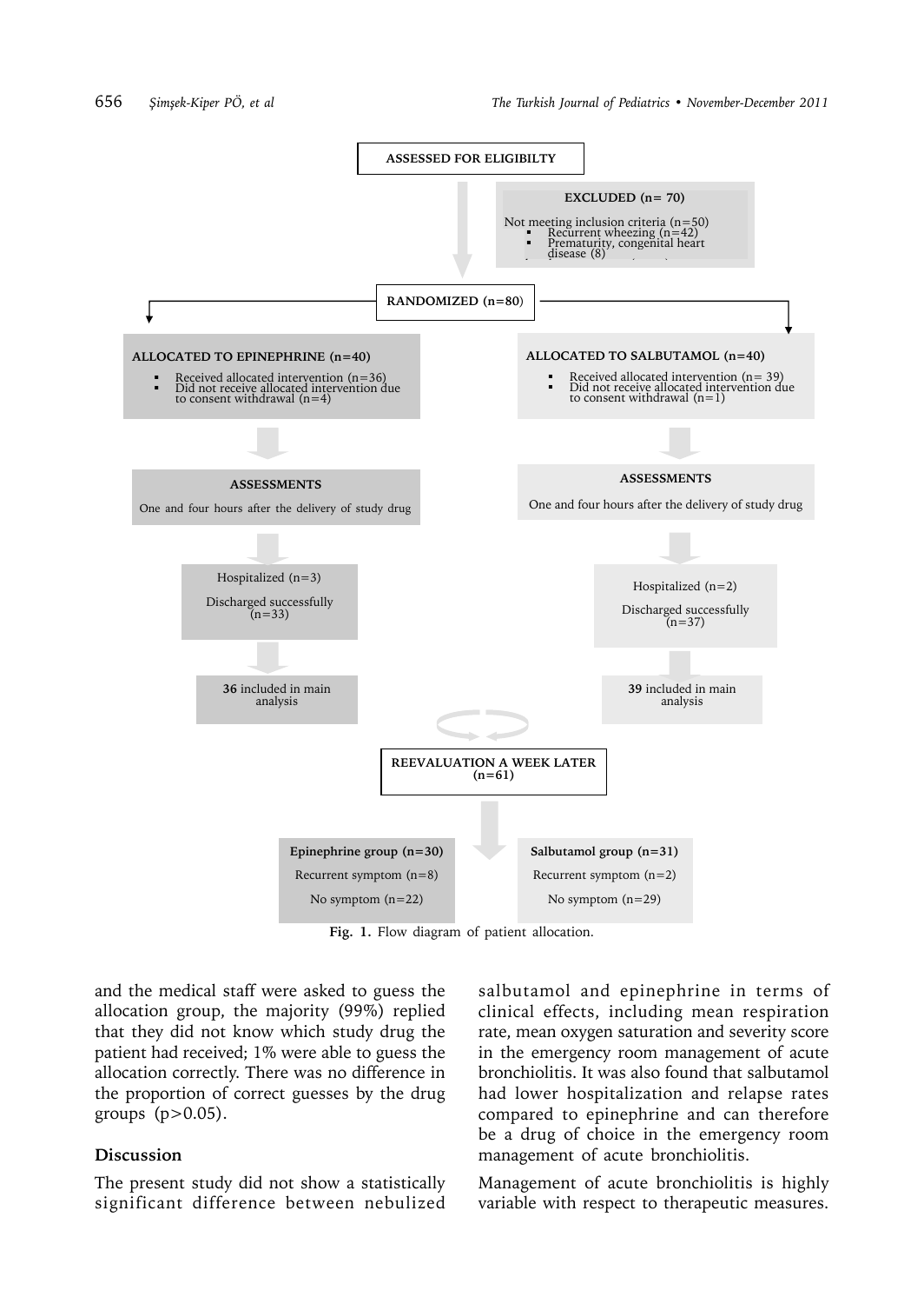ASSESSED FOR ELIGIBILTY

**EXCLUDED (n= 70)**

Not meeting inclusion criteria (n=50)
- Recurrent wheezing (n=42)
- Prematurity, congenital heart disease (8)

**RANDOMIZED (n=80)**

**ALLOCATED TO EPINEPHRINE (n=40)**
- Received allocated intervention (n=36)
- Did not receive allocated intervention due to consent withdrawal (n=4)

**ALLOCATED TO SALBUTAMOL (n=40)**
- Received allocated intervention (n= 39)
- Did not receive allocated intervention due to consent withdrawal (n=1)

**ASSESSMENTS**

One and four hours after the delivery of study drug

**ASSESSMENTS**

One and four hours after the delivery of study drug

Hospitalized (n=3)

Discharged successfully (n=33)

Hospitalized (n=2)

Discharged successfully (n=37)

**36** included in main analysis

**39** included in main analysis

**REEVALUATION A WEEK LATER (n=61)**

**Epinephrine group (n=30)**

Recurrent symptom (n=8)

No symptom (n=22)

**Salbutamol group (n=31)**

Recurrent symptom (n=2)

No symptom (n=29)

**Fig. 1.** Flow diagram of patient allocation.

and the medical staff were asked to guess the allocation group, the majority (99%) replied that they did not know which study drug the patient had received; 1% were able to guess the allocation correctly. There was no difference in the proportion of correct guesses by the drug groups ($p>0.05$).

## Discussion

The present study did not show a statistically significant difference between nebulized salbutamol and epinephrine in terms of clinical effects, including mean respiration rate, mean oxygen saturation and severity score in the emergency room management of acute bronchiolitis. It was also found that salbutamol had lower hospitalization and relapse rates compared to epinephrine and can therefore be a drug of choice in the emergency room management of acute bronchiolitis.

Management of acute bronchiolitis is highly variable with respect to therapeutic measures.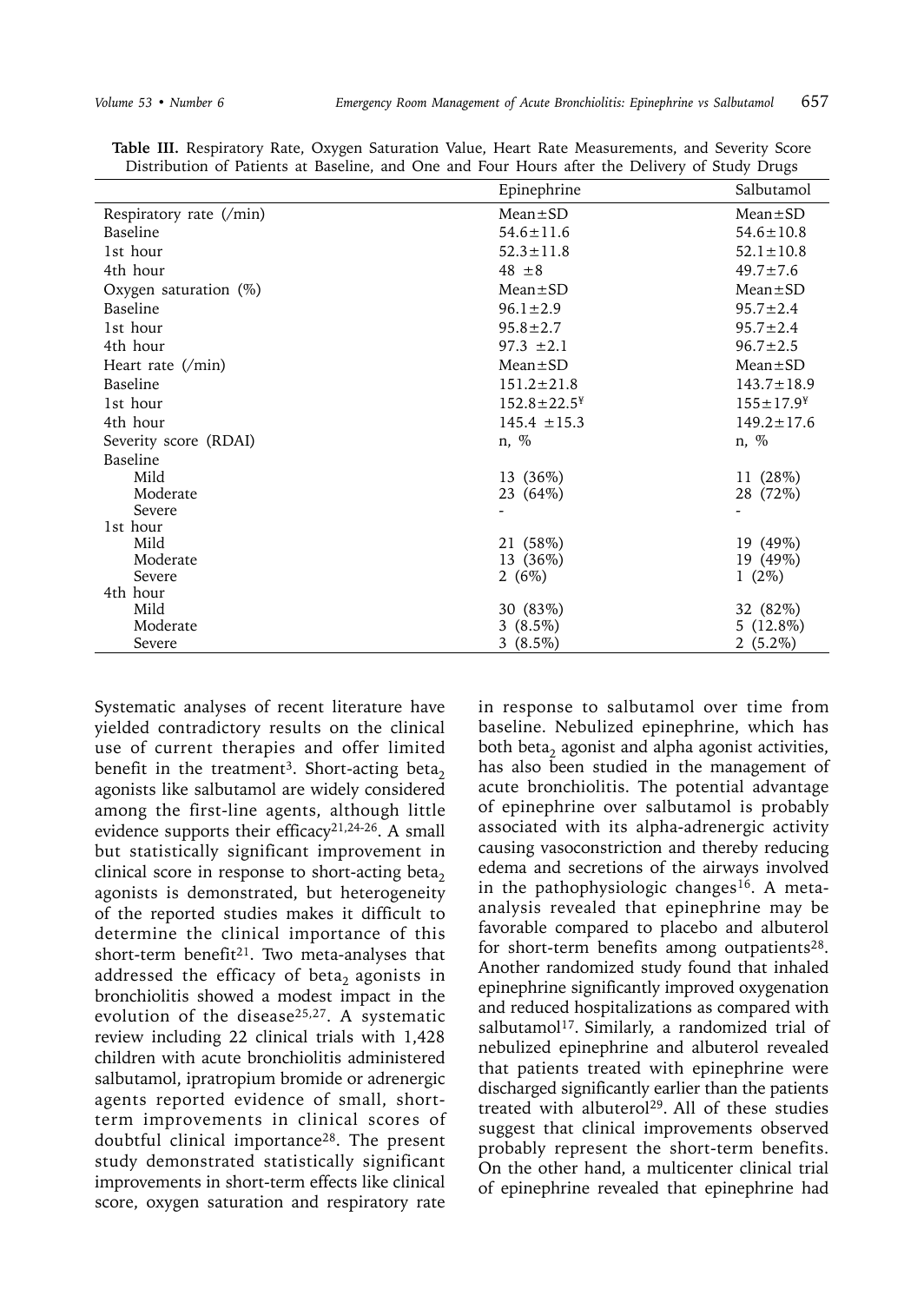**Table III.** Respiratory Rate, Oxygen Saturation Value, Heart Rate Measurements, and Severity Score Distribution of Patients at Baseline, and One and Four Hours after the Delivery of Study Drugs

| | Epinephrine | Salbutamol |
|---|---|---|
| Respiratory rate (/min) | Mean±SD | Mean±SD |
| Baseline | 54.6±11.6 | 54.6±10.8 |
| 1st hour | 52.3±11.8 | 52.1±10.8 |
| 4th hour | 48 ±8 | 49.7±7.6 |
| Oxygen saturation (%) | Mean±SD | Mean±SD |
| Baseline | 96.1±2.9 | 95.7±2.4 |
| 1st hour | 95.8±2.7 | 95.7±2.4 |
| 4th hour | 97.3 ±2.1 | 96.7±2.5 |
| Heart rate (/min) | Mean±SD | Mean±SD |
| Baseline | 151.2±21.8 | 143.7±18.9 |
| 1st hour | 152.8±22.5¥ | 155±17.9¥ |
| 4th hour | 145.4 ±15.3 | 149.2±17.6 |
| Severity score (RDAI) | n, % | n, % |
| Baseline | | |
| Mild | 13 (36%) | 11 (28%) |
| Moderate | 23 (64%) | 28 (72%) |
| Severe | - | - |
| 1st hour | | |
| Mild | 21 (58%) | 19 (49%) |
| Moderate | 13 (36%) | 19 (49%) |
| Severe | 2 (6%) | 1 (2%) |
| 4th hour | | |
| Mild | 30 (83%) | 32 (82%) |
| Moderate | 3 (8.5%) | 5 (12.8%) |
| Severe | 3 (8.5%) | 2 (5.2%) |

Systematic analyses of recent literature have yielded contradictory results on the clinical use of current therapies and offer limited benefit in the treatment[3]. Short-acting beta$_2$ agonists like salbutamol are widely considered among the first-line agents, although little evidence supports their efficacy[21,24-26]. A small but statistically significant improvement in clinical score in response to short-acting beta$_2$ agonists is demonstrated, but heterogeneity of the reported studies makes it difficult to determine the clinical importance of this short-term benefit[21]. Two meta-analyses that addressed the efficacy of beta$_2$ agonists in bronchiolitis showed a modest impact in the evolution of the disease[25,27]. A systematic review including 22 clinical trials with 1,428 children with acute bronchiolitis administered salbutamol, ipratropium bromide or adrenergic agents reported evidence of small, short-term improvements in clinical scores of doubtful clinical importance[28]. The present study demonstrated statistically significant improvements in short-term effects like clinical score, oxygen saturation and respiratory rate in response to salbutamol over time from baseline. Nebulized epinephrine, which has both beta$_2$ agonist and alpha agonist activities, has also been studied in the management of acute bronchiolitis. The potential advantage of epinephrine over salbutamol is probably associated with its alpha-adrenergic activity causing vasoconstriction and thereby reducing edema and secretions of the airways involved in the pathophysiologic changes[16]. A meta-analysis revealed that epinephrine may be favorable compared to placebo and albuterol for short-term benefits among outpatients[28]. Another randomized study found that inhaled epinephrine significantly improved oxygenation and reduced hospitalizations as compared with salbutamol[17]. Similarly, a randomized trial of nebulized epinephrine and albuterol revealed that patients treated with epinephrine were discharged significantly earlier than the patients treated with albuterol[29]. All of these studies suggest that clinical improvements observed probably represent the short-term benefits. On the other hand, a multicenter clinical trial of epinephrine revealed that epinephrine had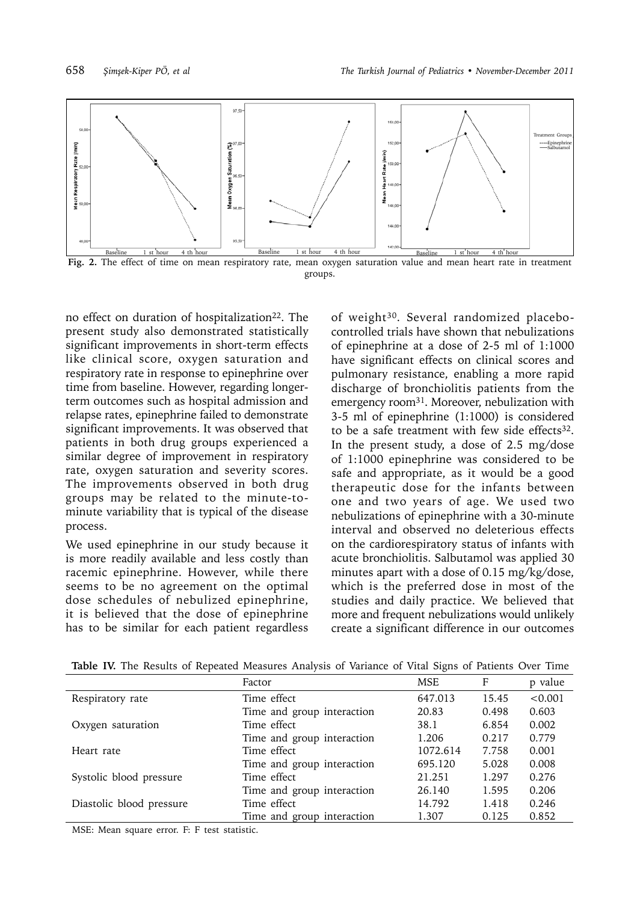**Fig. 2.** The effect of time on mean respiratory rate, mean oxygen saturation value and mean heart rate in treatment groups.

no effect on duration of hospitalization[22]. The present study also demonstrated statistically significant improvements in short-term effects like clinical score, oxygen saturation and respiratory rate in response to epinephrine over time from baseline. However, regarding longer-term outcomes such as hospital admission and relapse rates, epinephrine failed to demonstrate significant improvements. It was observed that patients in both drug groups experienced a similar degree of improvement in respiratory rate, oxygen saturation and severity scores. The improvements observed in both drug groups may be related to the minute-to-minute variability that is typical of the disease process.

We used epinephrine in our study because it is more readily available and less costly than racemic epinephrine. However, while there seems to be no agreement on the optimal dose schedules of nebulized epinephrine, it is believed that the dose of epinephrine has to be similar for each patient regardless of weight[30]. Several randomized placebo-controlled trials have shown that nebulizations of epinephrine at a dose of 2-5 ml of 1:1000 have significant effects on clinical scores and pulmonary resistance, enabling a more rapid discharge of bronchiolitis patients from the emergency room[31]. Moreover, nebulization with 3-5 ml of epinephrine (1:1000) is considered to be a safe treatment with few side effects[32]. In the present study, a dose of 2.5 mg/dose of 1:1000 epinephrine was considered to be safe and appropriate, as it would be a good therapeutic dose for the infants between one and two years of age. We used two nebulizations of epinephrine with a 30-minute interval and observed no deleterious effects on the cardiorespiratory status of infants with acute bronchiolitis. Salbutamol was applied 30 minutes apart with a dose of 0.15 mg/kg/dose, which is the preferred dose in most of the studies and daily practice. We believed that more and frequent nebulizations would unlikely create a significant difference in our outcomes

**Table IV.** The Results of Repeated Measures Analysis of Variance of Vital Signs of Patients Over Time

| | Factor | MSE | F | p value |
|---|---|---|---|---|
| Respiratory rate | Time effect | 647.013 | 15.45 | <0.001 |
| | Time and group interaction | 20.83 | 0.498 | 0.603 |
| Oxygen saturation | Time effect | 38.1 | 6.854 | 0.002 |
| | Time and group interaction | 1.206 | 0.217 | 0.779 |
| Heart rate | Time effect | 1072.614 | 7.758 | 0.001 |
| | Time and group interaction | 695.120 | 5.028 | 0.008 |
| Systolic blood pressure | Time effect | 21.251 | 1.297 | 0.276 |
| | Time and group interaction | 26.140 | 1.595 | 0.206 |
| Diastolic blood pressure | Time effect | 14.792 | 1.418 | 0.246 |
| | Time and group interaction | 1.307 | 0.125 | 0.852 |

MSE: Mean square error. F: F test statistic.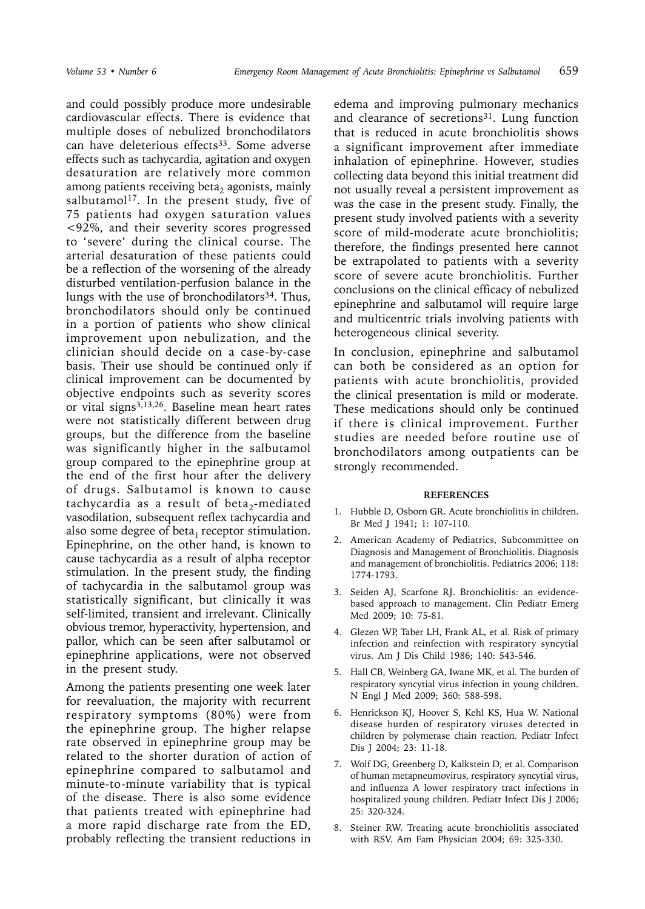and could possibly produce more undesirable cardiovascular effects. There is evidence that multiple doses of nebulized bronchodilators can have deleterious effects[33]. Some adverse effects such as tachycardia, agitation and oxygen desaturation are relatively more common among patients receiving $beta_2$ agonists, mainly salbutamol[17]. In the present study, five of 75 patients had oxygen saturation values <92%, and their severity scores progressed to 'severe' during the clinical course. The arterial desaturation of these patients could be a reflection of the worsening of the already disturbed ventilation-perfusion balance in the lungs with the use of bronchodilators[34]. Thus, bronchodilators should only be continued in a portion of patients who show clinical improvement upon nebulization, and the clinician should decide on a case-by-case basis. Their use should be continued only if clinical improvement can be documented by objective endpoints such as severity scores or vital signs[3,13,26]. Baseline mean heart rates were not statistically different between drug groups, but the difference from the baseline was significantly higher in the salbutamol group compared to the epinephrine group at the end of the first hour after the delivery of drugs. Salbutamol is known to cause tachycardia as a result of $beta_2$-mediated vasodilation, subsequent reflex tachycardia and also some degree of $beta_1$ receptor stimulation. Epinephrine, on the other hand, is known to cause tachycardia as a result of alpha receptor stimulation. In the present study, the finding of tachycardia in the salbutamol group was statistically significant, but clinically it was self-limited, transient and irrelevant. Clinically obvious tremor, hyperactivity, hypertension, and pallor, which can be seen after salbutamol or epinephrine applications, were not observed in the present study.

Among the patients presenting one week later for reevaluation, the majority with recurrent respiratory symptoms (80%) were from the epinephrine group. The higher relapse rate observed in epinephrine group may be related to the shorter duration of action of epinephrine compared to salbutamol and minute-to-minute variability that is typical of the disease. There is also some evidence that patients treated with epinephrine had a more rapid discharge rate from the ED, probably reflecting the transient reductions in edema and improving pulmonary mechanics and clearance of secretions[31]. Lung function that is reduced in acute bronchiolitis shows a significant improvement after immediate inhalation of epinephrine. However, studies collecting data beyond this initial treatment did not usually reveal a persistent improvement as was the case in the present study. Finally, the present study involved patients with a severity score of mild-moderate acute bronchiolitis; therefore, the findings presented here cannot be extrapolated to patients with a severity score of severe acute bronchiolitis. Further conclusions on the clinical efficacy of nebulized epinephrine and salbutamol will require large and multicentric trials involving patients with heterogeneous clinical severity.

In conclusion, epinephrine and salbutamol can both be considered as an option for patients with acute bronchiolitis, provided the clinical presentation is mild or moderate. These medications should only be continued if there is clinical improvement. Further studies are needed before routine use of bronchodilators among outpatients can be strongly recommended.

## REFERENCES

1. Hubble D, Osborn GR. Acute bronchiolitis in children. Br Med J 1941; 1: 107-110.
2. American Academy of Pediatrics, Subcommittee on Diagnosis and Management of Bronchiolitis. Diagnosis and management of bronchiolitis. Pediatrics 2006; 118: 1774-1793.
3. Seiden AJ, Scarfone RJ. Bronchiolitis: an evidence-based approach to management. Clin Pediatr Emerg Med 2009; 10: 75-81.
4. Glezen WP, Taber LH, Frank AL, et al. Risk of primary infection and reinfection with respiratory syncytial virus. Am J Dis Child 1986; 140: 543-546.
5. Hall CB, Weinberg GA, Iwane MK, et al. The burden of respiratory syncytial virus infection in young children. N Engl J Med 2009; 360: 588-598.
6. Henrickson KJ, Hoover S, Kehl KS, Hua W. National disease burden of respiratory viruses detected in children by polymerase chain reaction. Pediatr Infect Dis J 2004; 23: 11-18.
7. Wolf DG, Greenberg D, Kalkstein D, et al. Comparison of human metapneumovirus, respiratory syncytial virus, and influenza A lower respiratory tract infections in hospitalized young children. Pediatr Infect Dis J 2006; 25: 320-324.
8. Steiner RW. Treating acute bronchiolitis associated with RSV. Am Fam Physician 2004; 69: 325-330.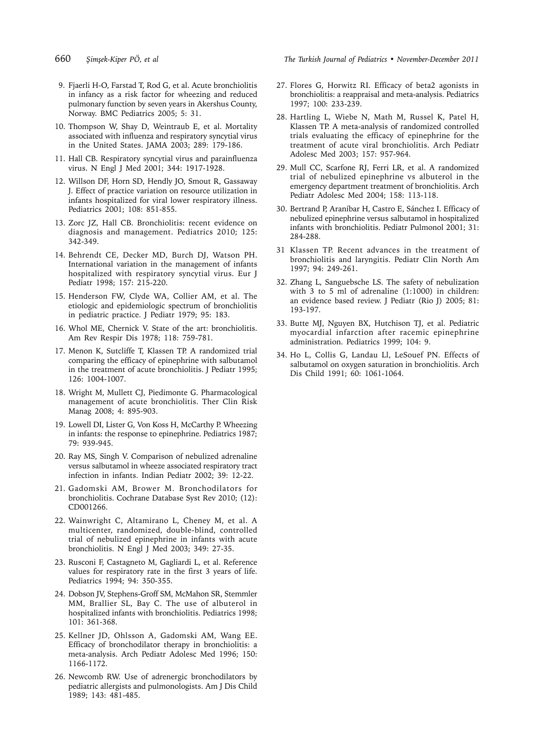9. Fjaerli H-O, Farstad T, Rod G, et al. Acute bronchiolitis in infancy as a risk factor for wheezing and reduced pulmonary function by seven years in Akershus County, Norway. BMC Pediatrics 2005; 5: 31.
10. Thompson W, Shay D, Weintraub E, et al. Mortality associated with influenza and respiratory syncytial virus in the United States. JAMA 2003; 289: 179-186.
11. Hall CB. Respiratory syncytial virus and parainfluenza virus. N Engl J Med 2001; 344: 1917-1928.
12. Willson DF, Horn SD, Hendly JO, Smout R, Gassaway J. Effect of practice variation on resource utilization in infants hospitalized for viral lower respiratory illness. Pediatrics 2001; 108: 851-855.
13. Zorc JZ, Hall CB. Bronchiolitis: recent evidence on diagnosis and management. Pediatrics 2010; 125: 342-349.
14. Behrendt CE, Decker MD, Burch DJ, Watson PH. International variation in the management of infants hospitalized with respiratory syncytial virus. Eur J Pediatr 1998; 157: 215-220.
15. Henderson FW, Clyde WA, Collier AM, et al. The etiologic and epidemiologic spectrum of bronchiolitis in pediatric practice. J Pediatr 1979; 95: 183.
16. Whol ME, Chernick V. State of the art: bronchiolitis. Am Rev Respir Dis 1978; 118: 759-781.
17. Menon K, Sutcliffe T, Klassen TP. A randomized trial comparing the efficacy of epinephrine with salbutamol in the treatment of acute bronchiolitis. J Pediatr 1995; 126: 1004-1007.
18. Wright M, Mullett CJ, Piedimonte G. Pharmacological management of acute bronchiolitis. Ther Clin Risk Manag 2008; 4: 895-903.
19. Lowell DI, Lister G, Von Koss H, McCarthy P. Wheezing in infants: the response to epinephrine. Pediatrics 1987; 79: 939-945.
20. Ray MS, Singh V. Comparison of nebulized adrenaline versus salbutamol in wheeze associated respiratory tract infection in infants. Indian Pediatr 2002; 39: 12-22.
21. Gadomski AM, Brower M. Bronchodilators for bronchiolitis. Cochrane Database Syst Rev 2010; (12): CD001266.
22. Wainwright C, Altamirano L, Cheney M, et al. A multicenter, randomized, double-blind, controlled trial of nebulized epinephrine in infants with acute bronchiolitis. N Engl J Med 2003; 349: 27-35.
23. Rusconi F, Castagneto M, Gagliardi L, et al. Reference values for respiratory rate in the first 3 years of life. Pediatrics 1994; 94: 350-355.
24. Dobson JV, Stephens-Groff SM, McMahon SR, Stemmler MM, Brallier SL, Bay C. The use of albuterol in hospitalized infants with bronchiolitis. Pediatrics 1998; 101: 361-368.
25. Kellner JD, Ohlsson A, Gadomski AM, Wang EE. Efficacy of bronchodilator therapy in bronchiolitis: a meta-analysis. Arch Pediatr Adolesc Med 1996; 150: 1166-1172.
26. Newcomb RW. Use of adrenergic bronchodilators by pediatric allergists and pulmonologists. Am J Dis Child 1989; 143: 481-485.
27. Flores G, Horwitz RI. Efficacy of beta2 agonists in bronchiolitis: a reappraisal and meta-analysis. Pediatrics 1997; 100: 233-239.
28. Hartling L, Wiebe N, Math M, Russel K, Patel H, Klassen TP. A meta-analysis of randomized controlled trials evaluating the efficacy of epinephrine for the treatment of acute viral bronchiolitis. Arch Pediatr Adolesc Med 2003; 157: 957-964.
29. Mull CC, Scarfone RJ, Ferri LR, et al. A randomized trial of nebulized epinephrine vs albuterol in the emergency department treatment of bronchiolitis. Arch Pediatr Adolesc Med 2004; 158: 113-118.
30. Bertrand P, Araníbar H, Castro E, Sánchez I. Efficacy of nebulized epinephrine versus salbutamol in hospitalized infants with bronchiolitis. Pediatr Pulmonol 2001; 31: 284-288.
31 Klassen TP. Recent advances in the treatment of bronchiolitis and laryngitis. Pediatr Clin North Am 1997; 94: 249-261.
32. Zhang L, Sanguebsche LS. The safety of nebulization with 3 to 5 ml of adrenaline (1:1000) in children: an evidence based review. J Pediatr (Rio J) 2005; 81: 193-197.
33. Butte MJ, Nguyen BX, Hutchison TJ, et al. Pediatric myocardial infarction after racemic epinephrine administration. Pediatrics 1999; 104: 9.
34. Ho L, Collis G, Landau Ll, LeSouef PN. Effects of salbutamol on oxygen saturation in bronchiolitis. Arch Dis Child 1991; 60: 1061-1064.